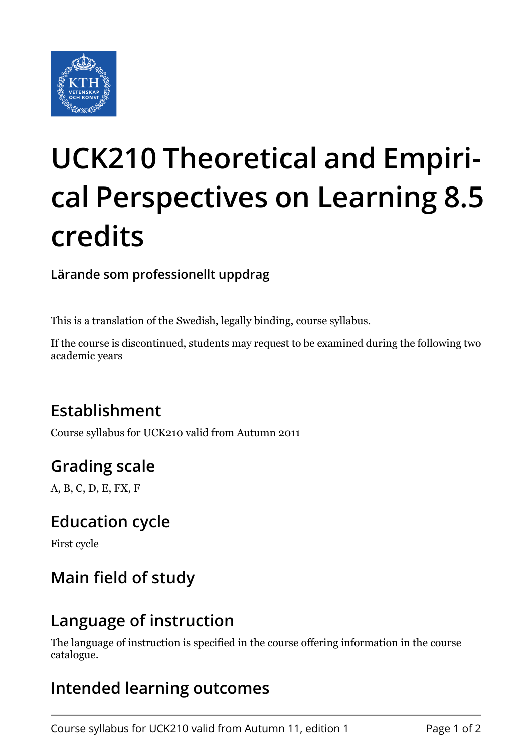# UCK210 Theoretical and Empirical Perspectives on Learning 8.5 credits

**Lärande som professionellt uppdrag**

This is a translation of the Swedish, legally binding, course syllabus.

If the course is discontinued, students may request to be examined during the following two academic years

## Establishment

Course syllabus for UCK210 valid from Autumn 2011

## Grading scale

A, B, C, D, E, FX, F

## Education cycle

First cycle

## Main field of study

## Language of instruction

The language of instruction is specified in the course offering information in the course catalogue.

## Intended learning outcomes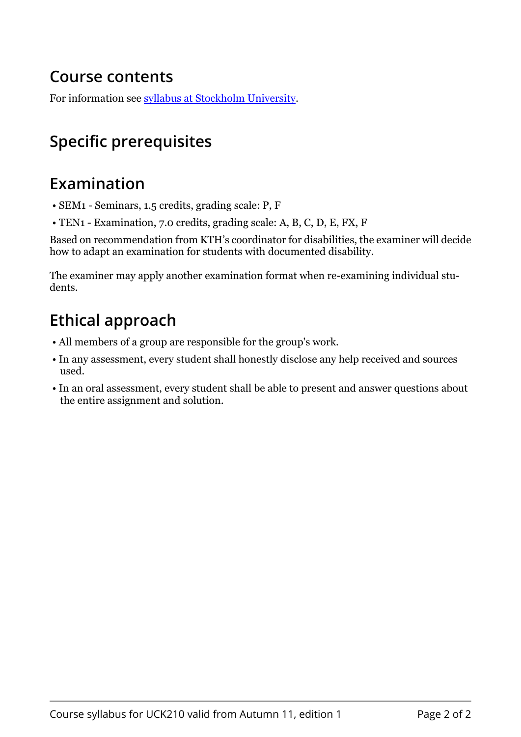## Course contents

For information see syllabus at Stockholm University.

## Specific prerequisites

## Examination

- SEM1 - Seminars, 1.5 credits, grading scale: P, F
- TEN1 - Examination, 7.0 credits, grading scale: A, B, C, D, E, FX, F

Based on recommendation from KTH's coordinator for disabilities, the examiner will decide how to adapt an examination for students with documented disability.

The examiner may apply another examination format when re-examining individual students.

## Ethical approach

- All members of a group are responsible for the group's work.
- In any assessment, every student shall honestly disclose any help received and sources used.
- In an oral assessment, every student shall be able to present and answer questions about the entire assignment and solution.